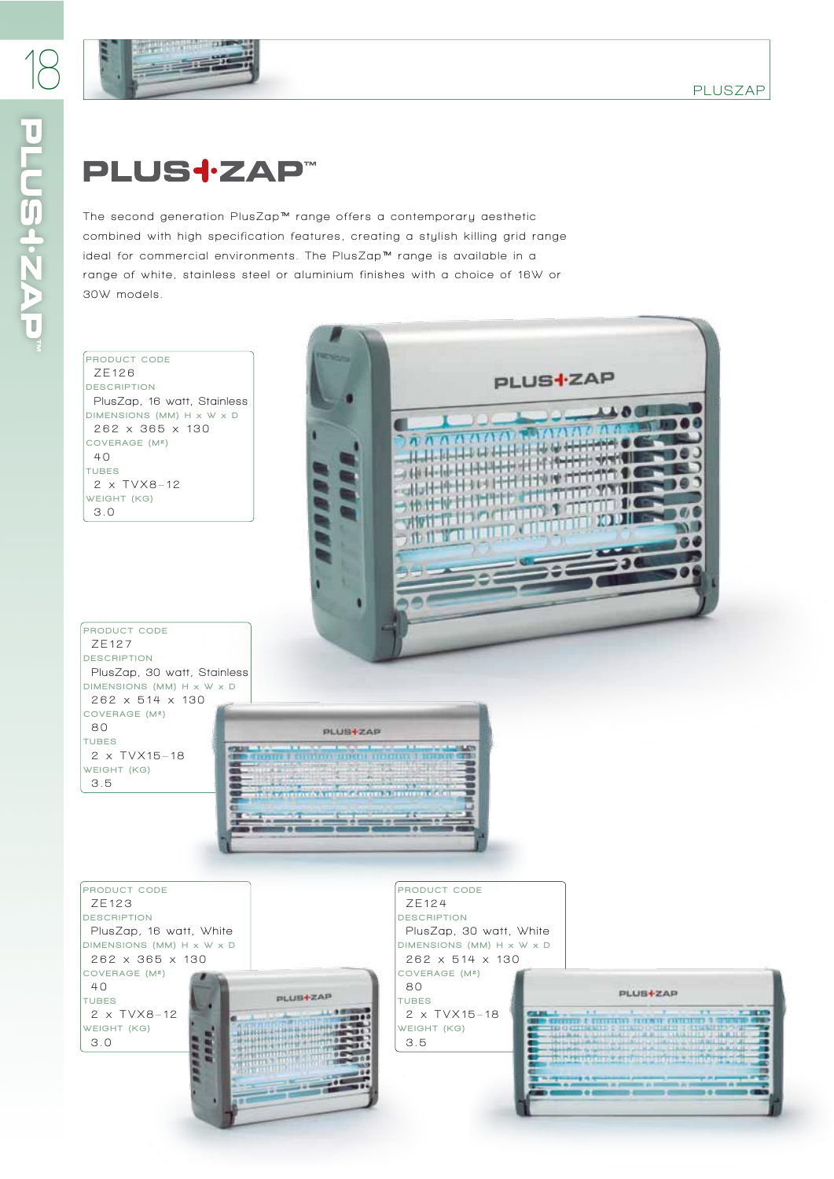# PLUS+ZAP™

The second generation PlusZap™ range offers a contemporary aesthetic combined with high specification features, creating a stylish killing grid range ideal for commercial environments. The PlusZap™ range is available in a range of white, stainless steel or aluminium finishes with a choice of 16W or 30W models.

PRODUCT CODE
ZE126
DESCRIPTION
PlusZap, 16 watt, Stainless
DIMENSIONS (MM) H x W x D
262 x 365 x 130
COVERAGE (M²)
40
TUBES
2 x TVX8–12
WEIGHT (KG)
3.0

PRODUCT CODE
ZE127
DESCRIPTION
PlusZap, 30 watt, Stainless
DIMENSIONS (MM) H x W x D
262 x 514 x 130
COVERAGE (M²)
80
TUBES
2 x TVX15–18
WEIGHT (KG)
3.5

PRODUCT CODE
ZE123
DESCRIPTION
PlusZap, 16 watt, White
DIMENSIONS (MM) H x W x D
262 x 365 x 130
COVERAGE (M²)
40
TUBES
2 x TVX8–12
WEIGHT (KG)
3.0

PRODUCT CODE
ZE124
DESCRIPTION
PlusZap, 30 watt, White
DIMENSIONS (MM) H x W x D
262 x 514 x 130
COVERAGE (M²)
80
TUBES
2 x TVX15–18
WEIGHT (KG)
3.5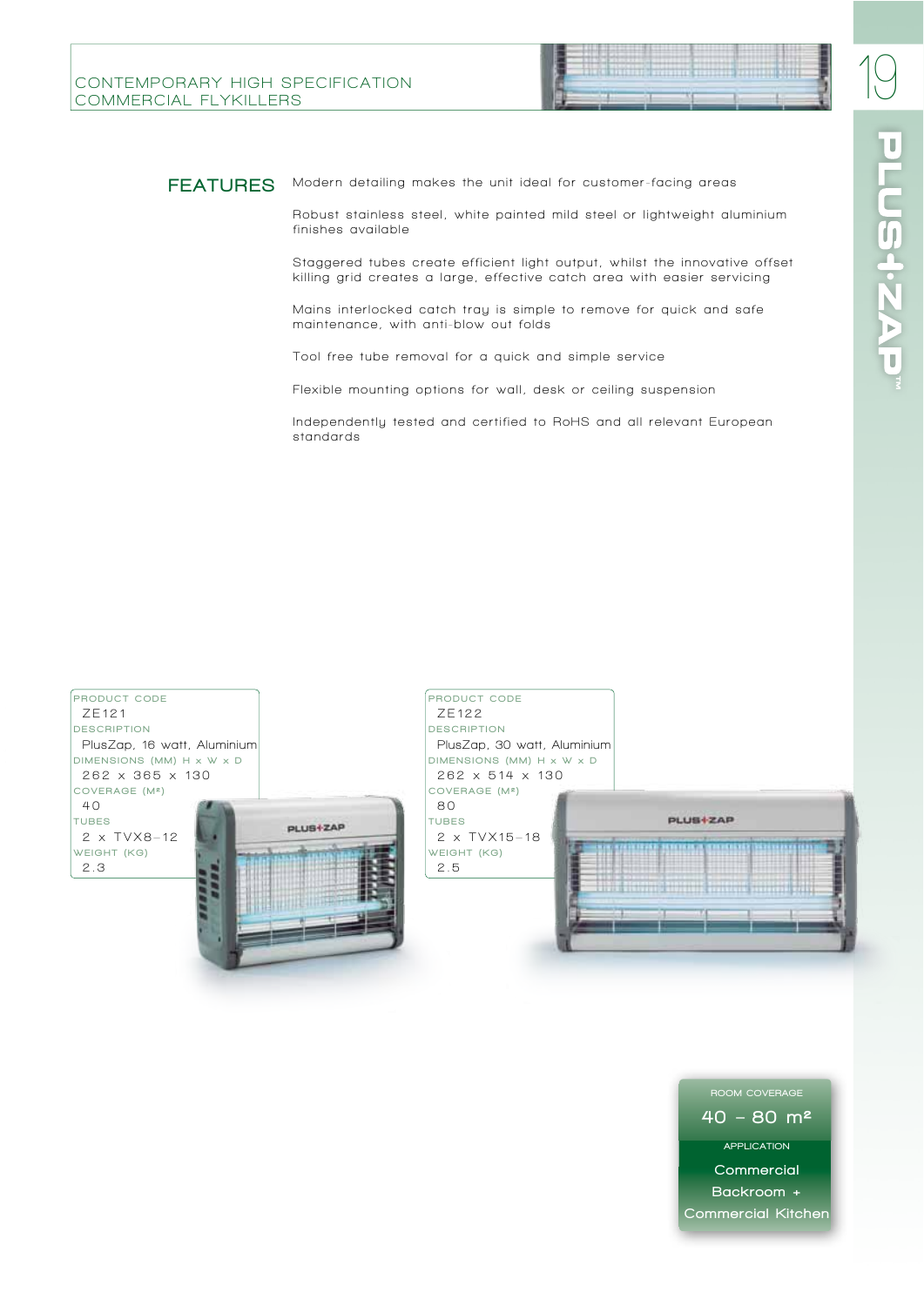# CONTEMPORARY HIGH SPECIFICATION COMMERCIAL FLYKILLERS

# PLUS+ZAP™

## FEATURES

Modern detailing makes the unit ideal for customer-facing areas

Robust stainless steel, white painted mild steel or lightweight aluminium finishes available

Staggered tubes create efficient light output, whilst the innovative offset killing grid creates a large, effective catch area with easier servicing

Mains interlocked catch tray is simple to remove for quick and safe maintenance, with anti-blow out folds

Tool free tube removal for a quick and simple service

Flexible mounting options for wall, desk or ceiling suspension

Independently tested and certified to RoHS and all relevant European standards

| | |
|---|---|
| PRODUCT CODE | ZE121 |
| DESCRIPTION | PlusZap, 16 watt, Aluminium |
| DIMENSIONS (MM) H x W x D | 262 x 365 x 130 |
| COVERAGE (M²) | 40 |
| TUBES | 2 x TVX8–12 |
| WEIGHT (KG) | 2.3 |

| | |
|---|---|
| PRODUCT CODE | ZE122 |
| DESCRIPTION | PlusZap, 30 watt, Aluminium |
| DIMENSIONS (MM) H x W x D | 262 x 514 x 130 |
| COVERAGE (M²) | 80 |
| TUBES | 2 x TVX15–18 |
| WEIGHT (KG) | 2.5 |

ROOM COVERAGE

40 – 80 m²

APPLICATION

Commercial Backroom + Commercial Kitchen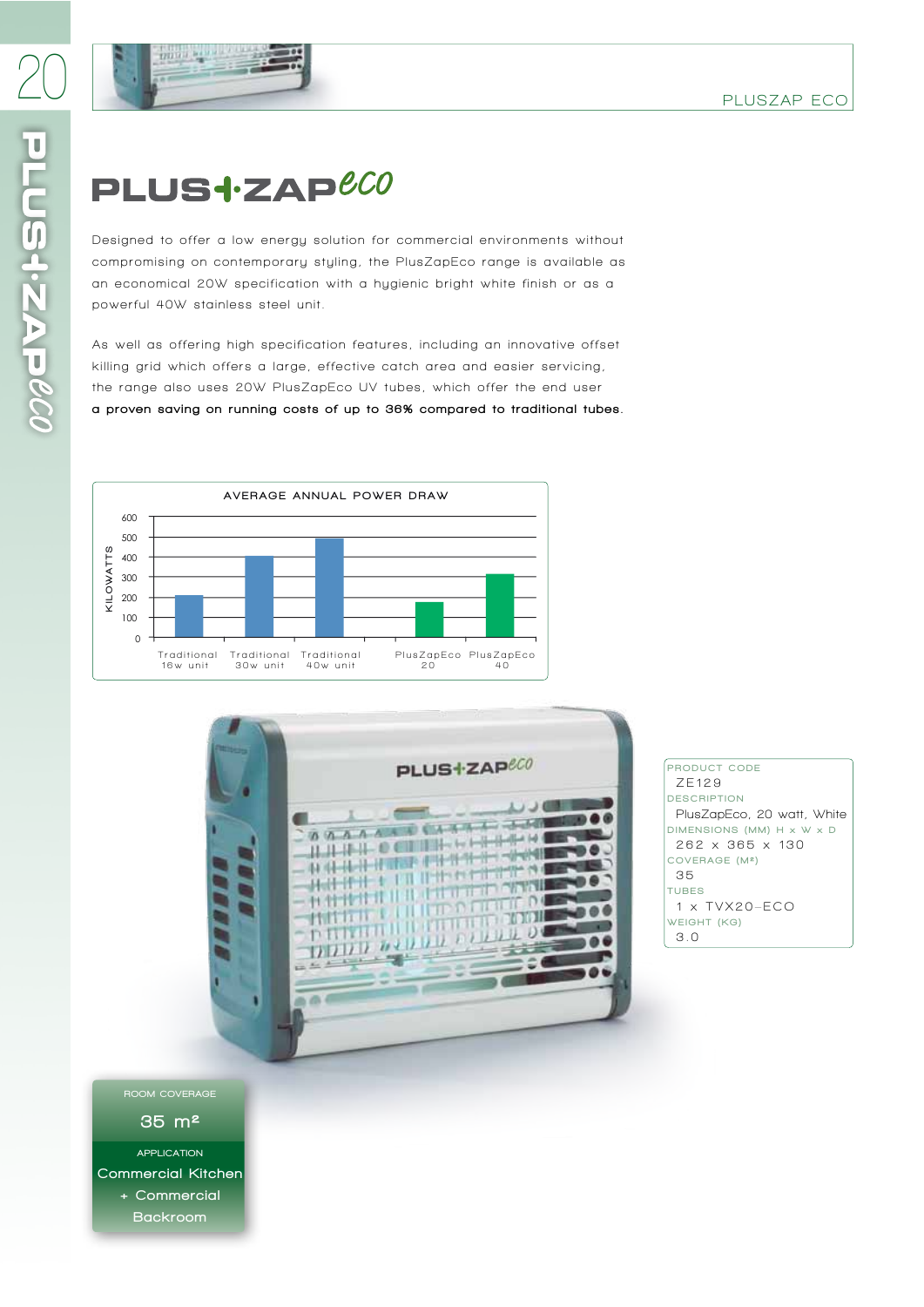# PLUS+ZAP*eco*

Designed to offer a low energy solution for commercial environments without compromising on contemporary styling, the PlusZapEco range is available as an economical 20W specification with a hygienic bright white finish or as a powerful 40W stainless steel unit.

As well as offering high specification features, including an innovative offset killing grid which offers a large, effective catch area and easier servicing, the range also uses 20W PlusZapEco UV tubes, which offer the end user **a proven saving on running costs of up to 36% compared to traditional tubes.**

**AVERAGE ANNUAL POWER DRAW**

| Unit | Kilowatts (approx.) |
|---|---|
| Traditional 16w unit | 210 |
| Traditional 30w unit | 405 |
| Traditional 40w unit | 490 |
| PlusZapEco 20 | 175 |
| PlusZapEco 40 | 315 |

| | |
|---|---|
| PRODUCT CODE | ZE129 |
| DESCRIPTION | PlusZapEco, 20 watt, White |
| DIMENSIONS (MM) H x W x D | 262 x 365 x 130 |
| COVERAGE (M²) | 35 |
| TUBES | 1 x TVX20-ECO |
| WEIGHT (KG) | 3.0 |

ROOM COVERAGE

35 m²

APPLICATION

Commercial Kitchen + Commercial Backroom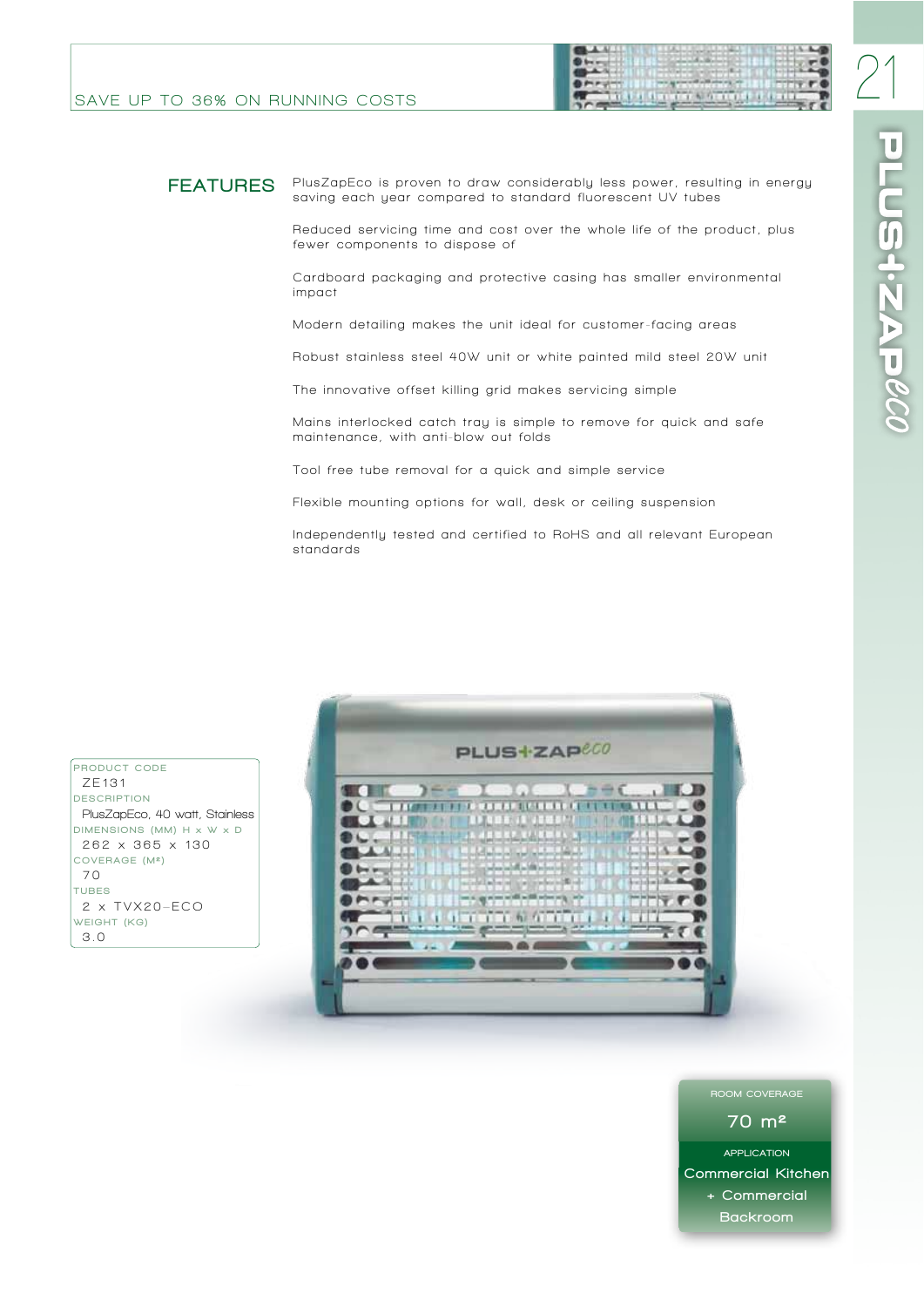SAVE UP TO 36% ON RUNNING COSTS

# PLUS+ZAPeco

## FEATURES

PlusZapEco is proven to draw considerably less power, resulting in energy saving each year compared to standard fluorescent UV tubes

Reduced servicing time and cost over the whole life of the product, plus fewer components to dispose of

Cardboard packaging and protective casing has smaller environmental impact

Modern detailing makes the unit ideal for customer-facing areas

Robust stainless steel 40W unit or white painted mild steel 20W unit

The innovative offset killing grid makes servicing simple

Mains interlocked catch tray is simple to remove for quick and safe maintenance, with anti-blow out folds

Tool free tube removal for a quick and simple service

Flexible mounting options for wall, desk or ceiling suspension

Independently tested and certified to RoHS and all relevant European standards

PRODUCT CODE
ZE131

DESCRIPTION
PlusZapEco, 40 watt, Stainless

DIMENSIONS (MM) H x W x D
262 x 365 x 130

COVERAGE (M²)
70

TUBES
2 x TVX20-ECO

WEIGHT (KG)
3.0

PLUS+ZAPeco

ROOM COVERAGE
70 m²

APPLICATION
Commercial Kitchen + Commercial Backroom